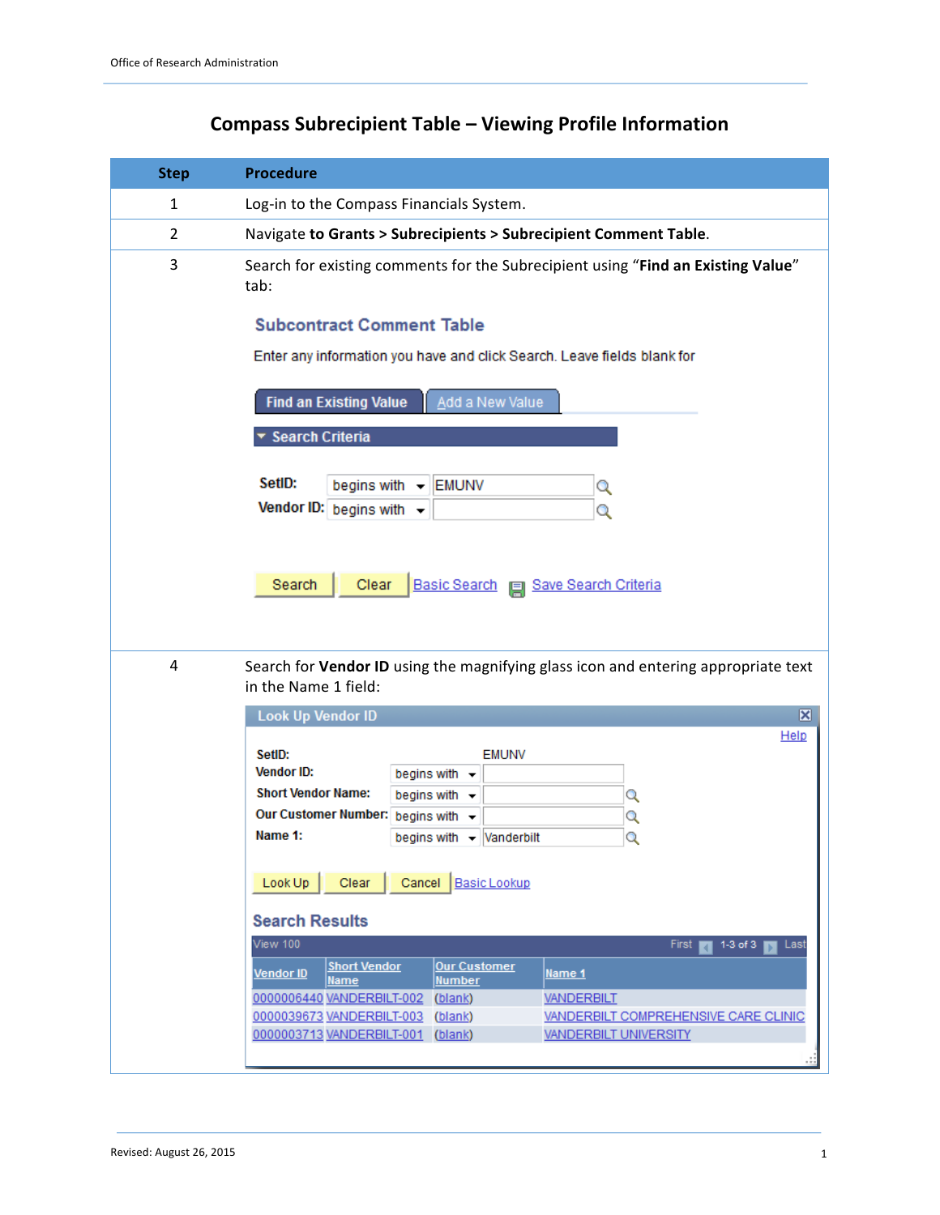Office of Research Administration

# Compass Subrecipient Table – Viewing Profile Information

| Step | Procedure |
|---|---|
| 1 | Log-in to the Compass Financials System. |
| 2 | Navigate **to Grants > Subrecipients > Subrecipient Comment Table**. |
| 3 | Search for existing comments for the Subrecipient using "**Find an Existing Value**" tab:<br><br>**Subcontract Comment Table**<br>Enter any information you have and click Search. Leave fields blank for<br>Find an Existing Value \| Add a New Value<br>Search Criteria<br>**SetID:** begins with EMUNV<br>**Vendor ID:** begins with<br>Search \| Clear \| Basic Search \| Save Search Criteria |
| 4 | Search for **Vendor ID** using the magnifying glass icon and entering appropriate text in the Name 1 field:<br><br>**Look Up Vendor ID**<br>Help<br>**SetID:** EMUNV<br>**Vendor ID:** begins with<br>**Short Vendor Name:** begins with<br>**Our Customer Number:** begins with<br>**Name 1:** begins with Vanderbilt<br>Look Up \| Clear \| Cancel \| Basic Lookup<br><br>**Search Results**<br>View 100 First 1-3 of 3 Last<br>Vendor ID \| Short Vendor Name \| Our Customer Number \| Name 1<br>0000006440 \| VANDERBILT-002 \| (blank) \| VANDERBILT<br>0000039673 \| VANDERBILT-003 \| (blank) \| VANDERBILT COMPREHENSIVE CARE CLINIC<br>0000003713 \| VANDERBILT-001 \| (blank) \| VANDERBILT UNIVERSITY |

Revised: August 26, 2015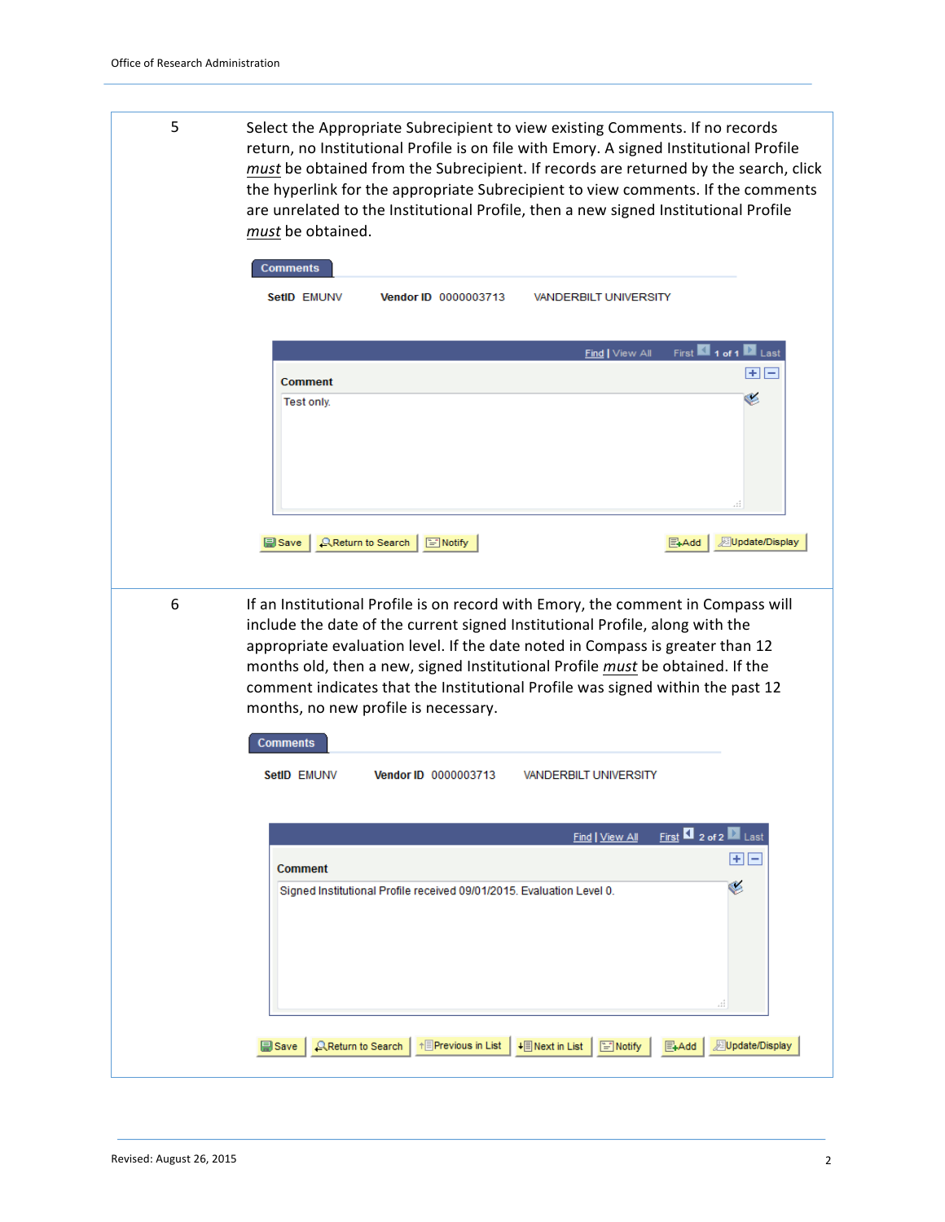| | |
|---|---|
| 5 | Select the Appropriate Subrecipient to view existing Comments. If no records return, no Institutional Profile is on file with Emory. A signed Institutional Profile *must* be obtained from the Subrecipient. If records are returned by the search, click the hyperlink for the appropriate Subrecipient to view comments. If the comments are unrelated to the Institutional Profile, then a new signed Institutional Profile *must* be obtained. |
| 6 | If an Institutional Profile is on record with Emory, the comment in Compass will include the date of the current signed Institutional Profile, along with the appropriate evaluation level. If the date noted in Compass is greater than 12 months old, then a new, signed Institutional Profile *must* be obtained. If the comment indicates that the Institutional Profile was signed within the past 12 months, no new profile is necessary. |